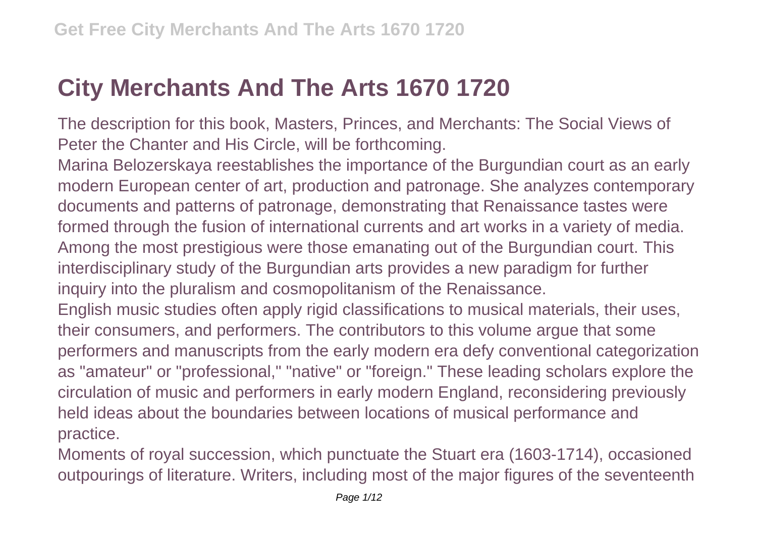# City Merchants And The Arts 1670 1720

The description for this book, Masters, Princes, and Merchants: The Social Views of Peter the Chanter and His Circle, will be forthcoming.

Marina Belozerskaya reestablishes the importance of the Burgundian court as an early modern European center of art, production and patronage. She analyzes contemporary documents and patterns of patronage, demonstrating that Renaissance tastes were formed through the fusion of international currents and art works in a variety of media. Among the most prestigious were those emanating out of the Burgundian court. This interdisciplinary study of the Burgundian arts provides a new paradigm for further inquiry into the pluralism and cosmopolitanism of the Renaissance.

English music studies often apply rigid classifications to musical materials, their uses, their consumers, and performers. The contributors to this volume argue that some performers and manuscripts from the early modern era defy conventional categorization as "amateur" or "professional," "native" or "foreign." These leading scholars explore the circulation of music and performers in early modern England, reconsidering previously held ideas about the boundaries between locations of musical performance and practice.

Moments of royal succession, which punctuate the Stuart era (1603-1714), occasioned outpourings of literature. Writers, including most of the major figures of the seventeenth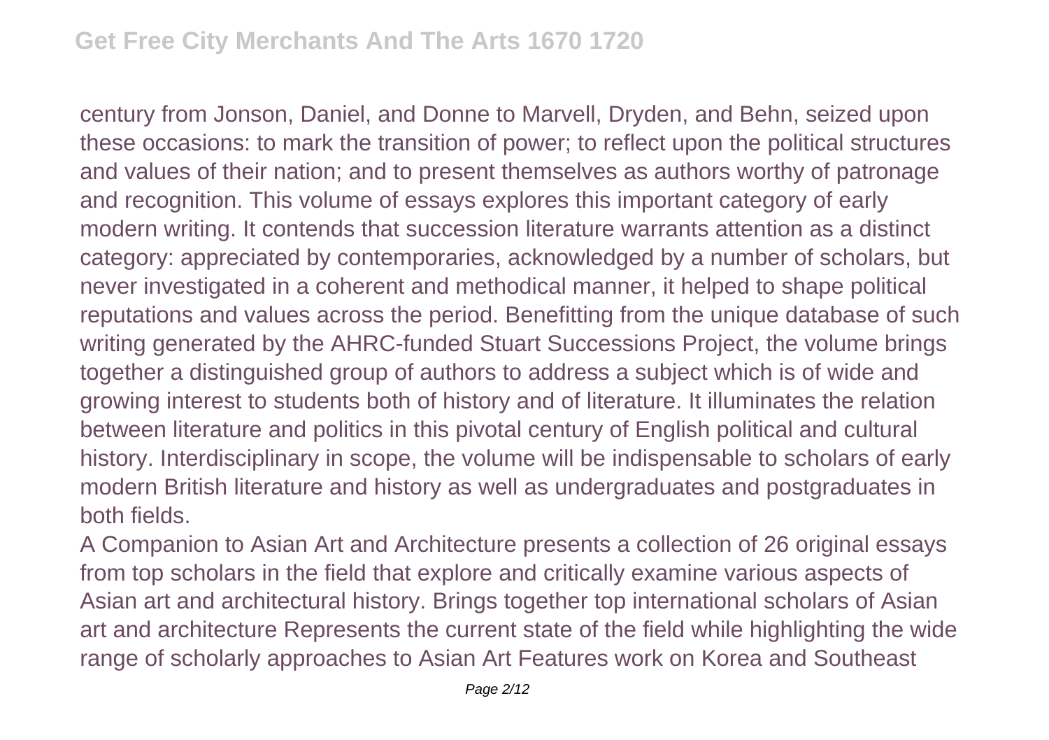century from Jonson, Daniel, and Donne to Marvell, Dryden, and Behn, seized upon these occasions: to mark the transition of power; to reflect upon the political structures and values of their nation; and to present themselves as authors worthy of patronage and recognition. This volume of essays explores this important category of early modern writing. It contends that succession literature warrants attention as a distinct category: appreciated by contemporaries, acknowledged by a number of scholars, but never investigated in a coherent and methodical manner, it helped to shape political reputations and values across the period. Benefitting from the unique database of such writing generated by the AHRC-funded Stuart Successions Project, the volume brings together a distinguished group of authors to address a subject which is of wide and growing interest to students both of history and of literature. It illuminates the relation between literature and politics in this pivotal century of English political and cultural history. Interdisciplinary in scope, the volume will be indispensable to scholars of early modern British literature and history as well as undergraduates and postgraduates in both fields.

A Companion to Asian Art and Architecture presents a collection of 26 original essays from top scholars in the field that explore and critically examine various aspects of Asian art and architectural history. Brings together top international scholars of Asian art and architecture Represents the current state of the field while highlighting the wide range of scholarly approaches to Asian Art Features work on Korea and Southeast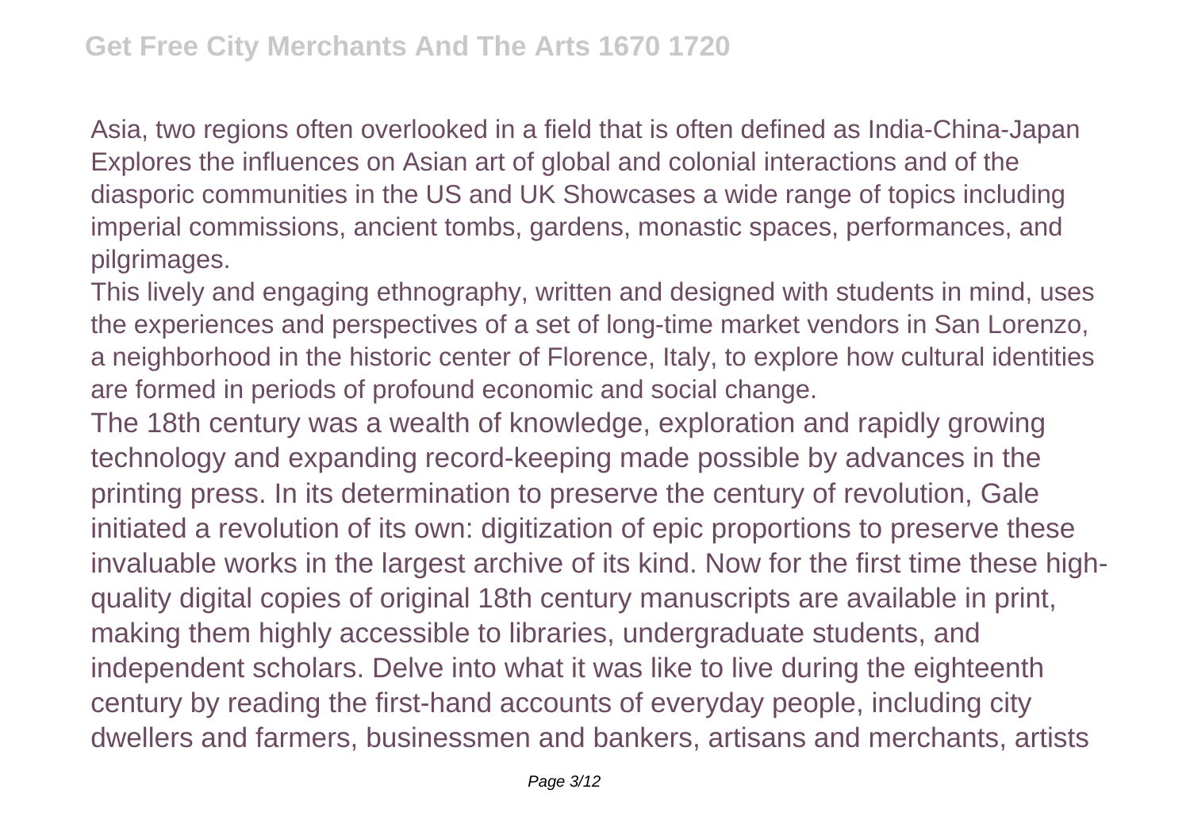Asia, two regions often overlooked in a field that is often defined as India-China-Japan Explores the influences on Asian art of global and colonial interactions and of the diasporic communities in the US and UK Showcases a wide range of topics including imperial commissions, ancient tombs, gardens, monastic spaces, performances, and pilgrimages.

This lively and engaging ethnography, written and designed with students in mind, uses the experiences and perspectives of a set of long-time market vendors in San Lorenzo, a neighborhood in the historic center of Florence, Italy, to explore how cultural identities are formed in periods of profound economic and social change.

The 18th century was a wealth of knowledge, exploration and rapidly growing technology and expanding record-keeping made possible by advances in the printing press. In its determination to preserve the century of revolution, Gale initiated a revolution of its own: digitization of epic proportions to preserve these invaluable works in the largest archive of its kind. Now for the first time these high-quality digital copies of original 18th century manuscripts are available in print, making them highly accessible to libraries, undergraduate students, and independent scholars. Delve into what it was like to live during the eighteenth century by reading the first-hand accounts of everyday people, including city dwellers and farmers, businessmen and bankers, artisans and merchants, artists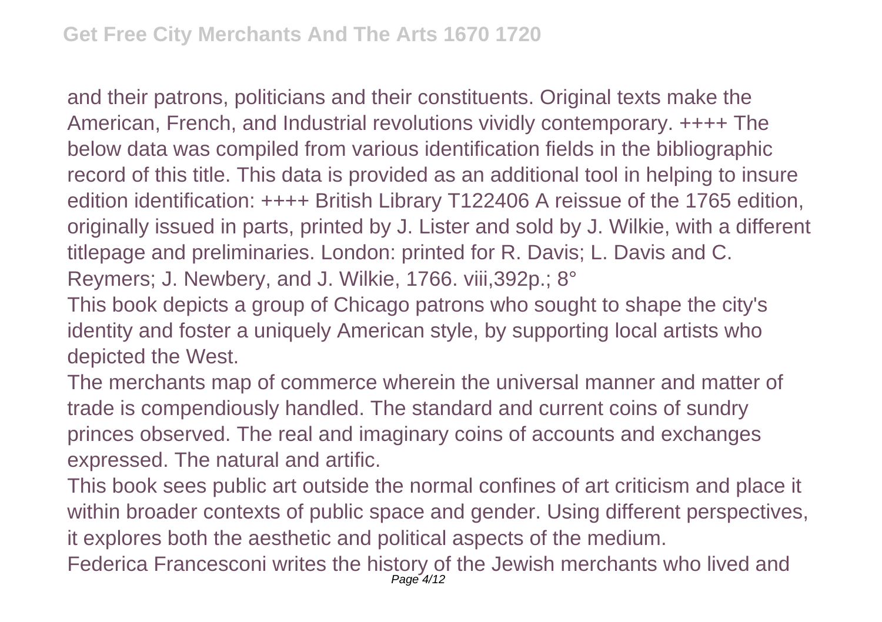and their patrons, politicians and their constituents. Original texts make the American, French, and Industrial revolutions vividly contemporary. ++++ The below data was compiled from various identification fields in the bibliographic record of this title. This data is provided as an additional tool in helping to insure edition identification: ++++ British Library T122406 A reissue of the 1765 edition, originally issued in parts, printed by J. Lister and sold by J. Wilkie, with a different titlepage and preliminaries. London: printed for R. Davis; L. Davis and C. Reymers; J. Newbery, and J. Wilkie, 1766. viii,392p.; 8°

This book depicts a group of Chicago patrons who sought to shape the city's identity and foster a uniquely American style, by supporting local artists who depicted the West.

The merchants map of commerce wherein the universal manner and matter of trade is compendiously handled. The standard and current coins of sundry princes observed. The real and imaginary coins of accounts and exchanges expressed. The natural and artific.

This book sees public art outside the normal confines of art criticism and place it within broader contexts of public space and gender. Using different perspectives, it explores both the aesthetic and political aspects of the medium.

Federica Francesconi writes the history of the Jewish merchants who lived and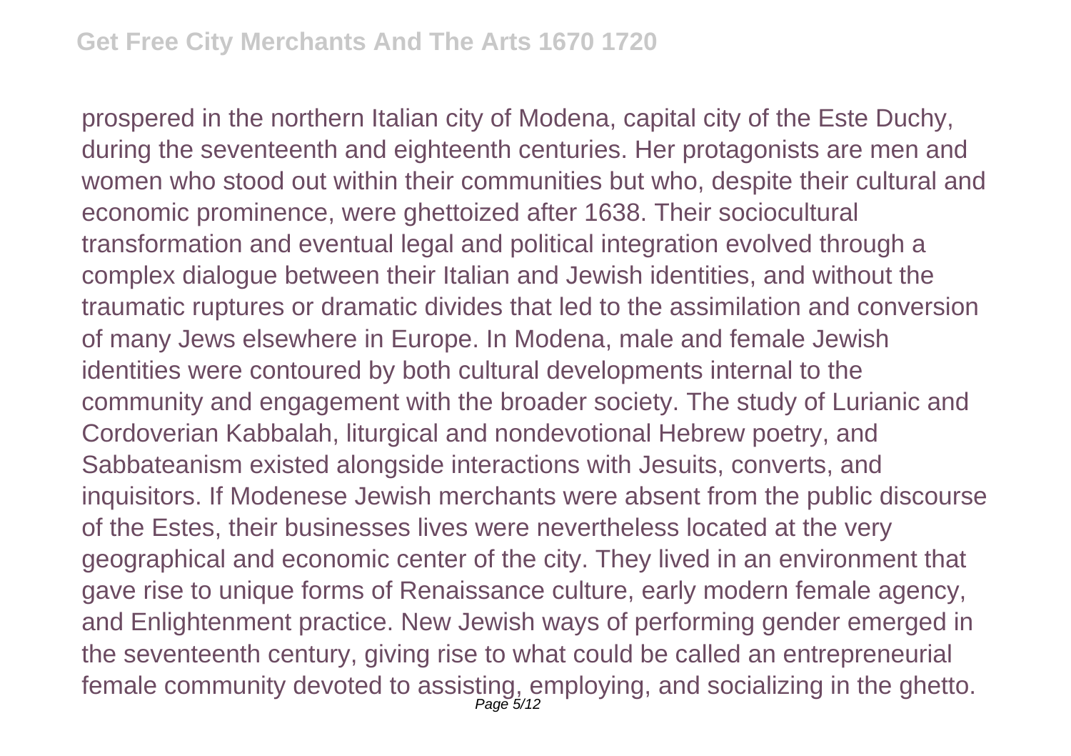prospered in the northern Italian city of Modena, capital city of the Este Duchy, during the seventeenth and eighteenth centuries. Her protagonists are men and women who stood out within their communities but who, despite their cultural and economic prominence, were ghettoized after 1638. Their sociocultural transformation and eventual legal and political integration evolved through a complex dialogue between their Italian and Jewish identities, and without the traumatic ruptures or dramatic divides that led to the assimilation and conversion of many Jews elsewhere in Europe. In Modena, male and female Jewish identities were contoured by both cultural developments internal to the community and engagement with the broader society. The study of Lurianic and Cordoverian Kabbalah, liturgical and nondevotional Hebrew poetry, and Sabbateanism existed alongside interactions with Jesuits, converts, and inquisitors. If Modenese Jewish merchants were absent from the public discourse of the Estes, their businesses lives were nevertheless located at the very geographical and economic center of the city. They lived in an environment that gave rise to unique forms of Renaissance culture, early modern female agency, and Enlightenment practice. New Jewish ways of performing gender emerged in the seventeenth century, giving rise to what could be called an entrepreneurial female community devoted to assisting, employing, and socializing in the ghetto.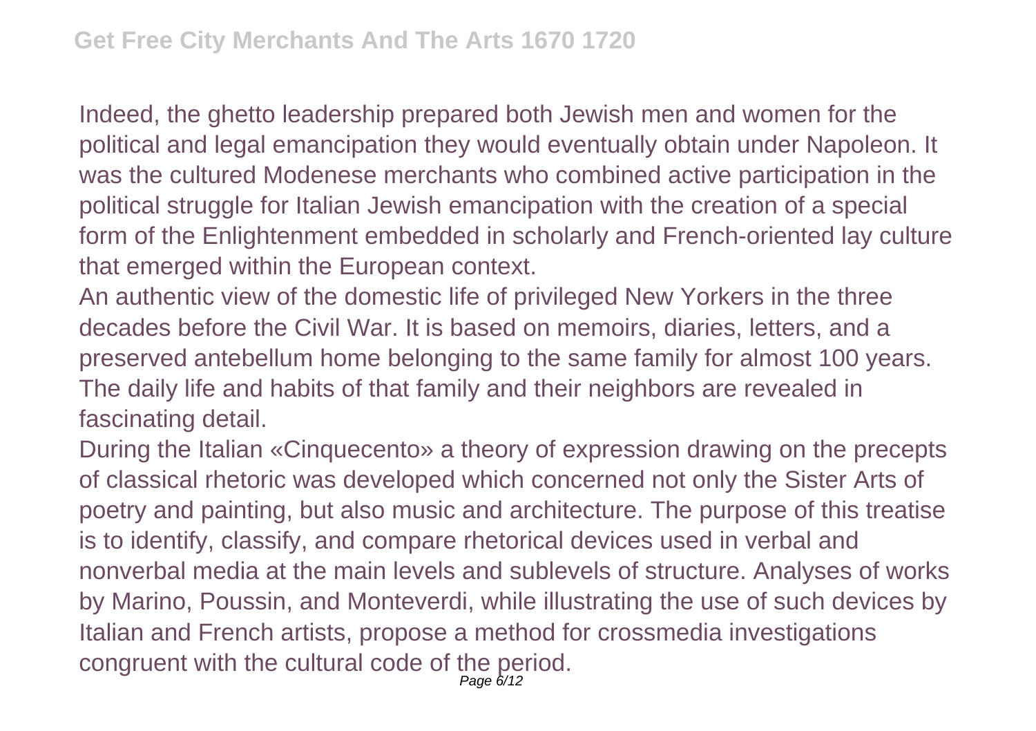Indeed, the ghetto leadership prepared both Jewish men and women for the political and legal emancipation they would eventually obtain under Napoleon. It was the cultured Modenese merchants who combined active participation in the political struggle for Italian Jewish emancipation with the creation of a special form of the Enlightenment embedded in scholarly and French-oriented lay culture that emerged within the European context.

An authentic view of the domestic life of privileged New Yorkers in the three decades before the Civil War. It is based on memoirs, diaries, letters, and a preserved antebellum home belonging to the same family for almost 100 years. The daily life and habits of that family and their neighbors are revealed in fascinating detail.

During the Italian «Cinquecento» a theory of expression drawing on the precepts of classical rhetoric was developed which concerned not only the Sister Arts of poetry and painting, but also music and architecture. The purpose of this treatise is to identify, classify, and compare rhetorical devices used in verbal and nonverbal media at the main levels and sublevels of structure. Analyses of works by Marino, Poussin, and Monteverdi, while illustrating the use of such devices by Italian and French artists, propose a method for crossmedia investigations congruent with the cultural code of the period.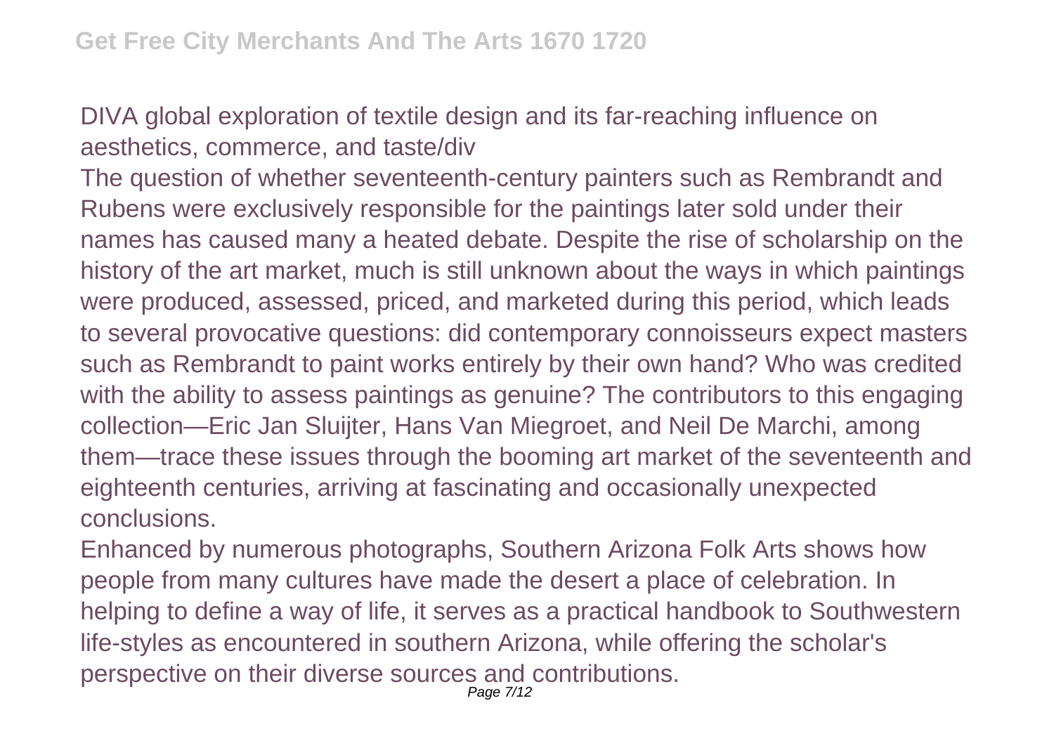DIVA global exploration of textile design and its far-reaching influence on aesthetics, commerce, and taste/div

The question of whether seventeenth-century painters such as Rembrandt and Rubens were exclusively responsible for the paintings later sold under their names has caused many a heated debate. Despite the rise of scholarship on the history of the art market, much is still unknown about the ways in which paintings were produced, assessed, priced, and marketed during this period, which leads to several provocative questions: did contemporary connoisseurs expect masters such as Rembrandt to paint works entirely by their own hand? Who was credited with the ability to assess paintings as genuine? The contributors to this engaging collection—Eric Jan Sluijter, Hans Van Miegroet, and Neil De Marchi, among them—trace these issues through the booming art market of the seventeenth and eighteenth centuries, arriving at fascinating and occasionally unexpected conclusions.

Enhanced by numerous photographs, Southern Arizona Folk Arts shows how people from many cultures have made the desert a place of celebration. In helping to define a way of life, it serves as a practical handbook to Southwestern life-styles as encountered in southern Arizona, while offering the scholar's perspective on their diverse sources and contributions.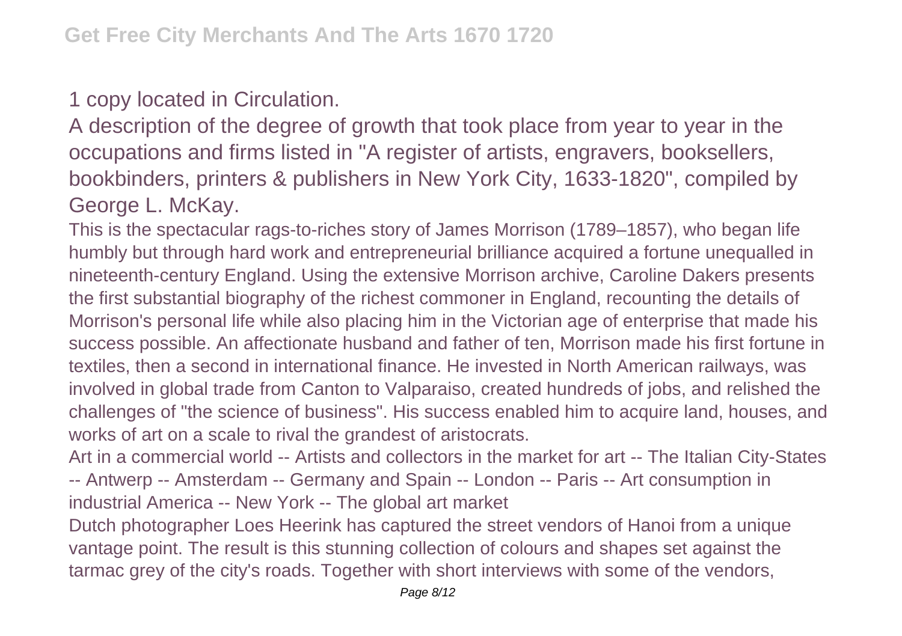1 copy located in Circulation.

A description of the degree of growth that took place from year to year in the occupations and firms listed in "A register of artists, engravers, booksellers, bookbinders, printers & publishers in New York City, 1633-1820", compiled by George L. McKay.

This is the spectacular rags-to-riches story of James Morrison (1789–1857), who began life humbly but through hard work and entrepreneurial brilliance acquired a fortune unequalled in nineteenth-century England. Using the extensive Morrison archive, Caroline Dakers presents the first substantial biography of the richest commoner in England, recounting the details of Morrison's personal life while also placing him in the Victorian age of enterprise that made his success possible. An affectionate husband and father of ten, Morrison made his first fortune in textiles, then a second in international finance. He invested in North American railways, was involved in global trade from Canton to Valparaiso, created hundreds of jobs, and relished the challenges of "the science of business". His success enabled him to acquire land, houses, and works of art on a scale to rival the grandest of aristocrats.

Art in a commercial world -- Artists and collectors in the market for art -- The Italian City-States -- Antwerp -- Amsterdam -- Germany and Spain -- London -- Paris -- Art consumption in industrial America -- New York -- The global art market

Dutch photographer Loes Heerink has captured the street vendors of Hanoi from a unique vantage point. The result is this stunning collection of colours and shapes set against the tarmac grey of the city's roads. Together with short interviews with some of the vendors,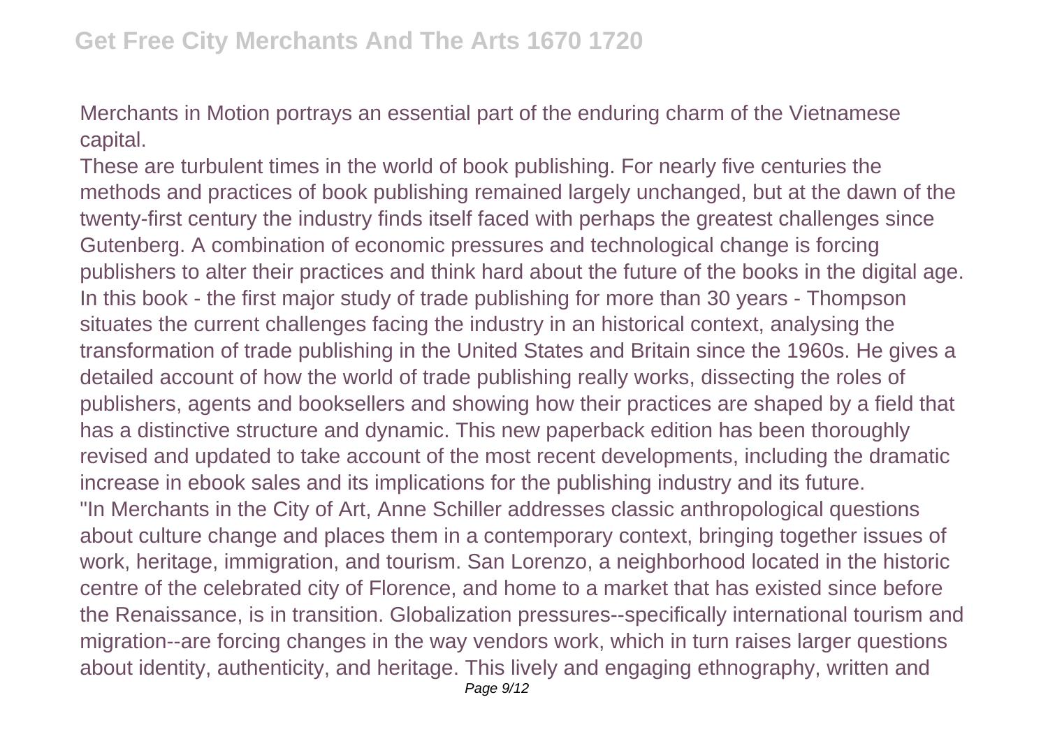Merchants in Motion portrays an essential part of the enduring charm of the Vietnamese capital.

These are turbulent times in the world of book publishing. For nearly five centuries the methods and practices of book publishing remained largely unchanged, but at the dawn of the twenty-first century the industry finds itself faced with perhaps the greatest challenges since Gutenberg. A combination of economic pressures and technological change is forcing publishers to alter their practices and think hard about the future of the books in the digital age. In this book - the first major study of trade publishing for more than 30 years - Thompson situates the current challenges facing the industry in an historical context, analysing the transformation of trade publishing in the United States and Britain since the 1960s. He gives a detailed account of how the world of trade publishing really works, dissecting the roles of publishers, agents and booksellers and showing how their practices are shaped by a field that has a distinctive structure and dynamic. This new paperback edition has been thoroughly revised and updated to take account of the most recent developments, including the dramatic increase in ebook sales and its implications for the publishing industry and its future.

"In Merchants in the City of Art, Anne Schiller addresses classic anthropological questions about culture change and places them in a contemporary context, bringing together issues of work, heritage, immigration, and tourism. San Lorenzo, a neighborhood located in the historic centre of the celebrated city of Florence, and home to a market that has existed since before the Renaissance, is in transition. Globalization pressures--specifically international tourism and migration--are forcing changes in the way vendors work, which in turn raises larger questions about identity, authenticity, and heritage. This lively and engaging ethnography, written and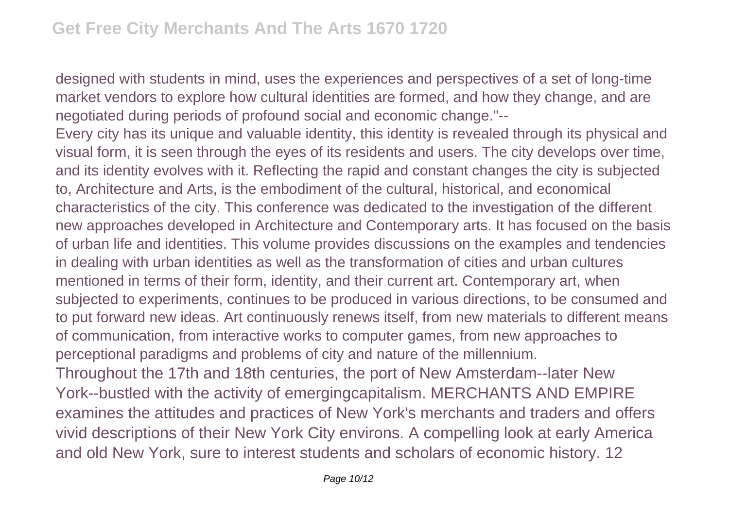designed with students in mind, uses the experiences and perspectives of a set of long-time market vendors to explore how cultural identities are formed, and how they change, and are negotiated during periods of profound social and economic change."--

Every city has its unique and valuable identity, this identity is revealed through its physical and visual form, it is seen through the eyes of its residents and users. The city develops over time, and its identity evolves with it. Reflecting the rapid and constant changes the city is subjected to, Architecture and Arts, is the embodiment of the cultural, historical, and economical characteristics of the city. This conference was dedicated to the investigation of the different new approaches developed in Architecture and Contemporary arts. It has focused on the basis of urban life and identities. This volume provides discussions on the examples and tendencies in dealing with urban identities as well as the transformation of cities and urban cultures mentioned in terms of their form, identity, and their current art. Contemporary art, when subjected to experiments, continues to be produced in various directions, to be consumed and to put forward new ideas. Art continuously renews itself, from new materials to different means of communication, from interactive works to computer games, from new approaches to perceptional paradigms and problems of city and nature of the millennium.

Throughout the 17th and 18th centuries, the port of New Amsterdam--later New York--bustled with the activity of emergingcapitalism. MERCHANTS AND EMPIRE examines the attitudes and practices of New York's merchants and traders and offers vivid descriptions of their New York City environs. A compelling look at early America and old New York, sure to interest students and scholars of economic history. 12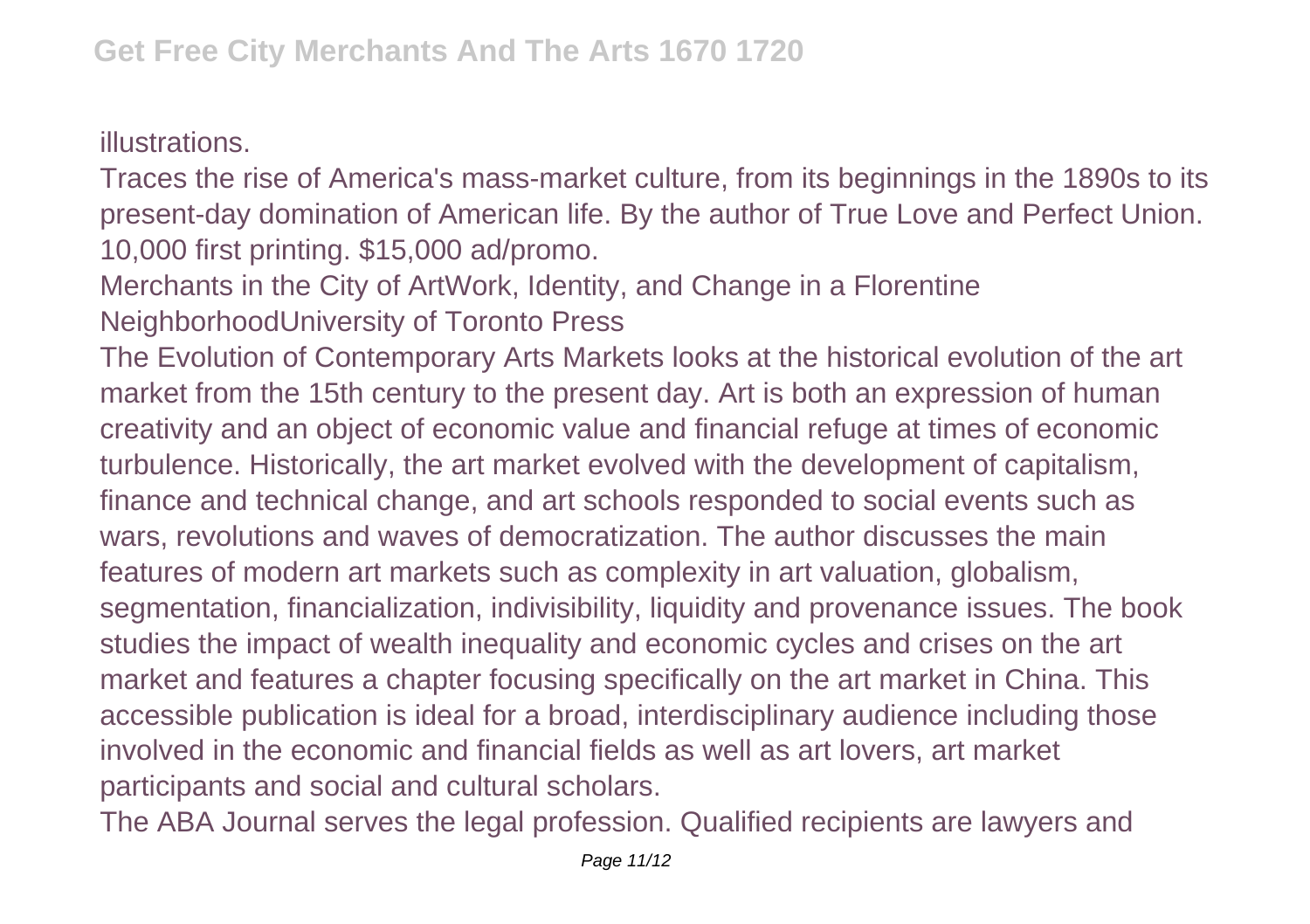illustrations.

Traces the rise of America's mass-market culture, from its beginnings in the 1890s to its present-day domination of American life. By the author of True Love and Perfect Union. 10,000 first printing. $15,000 ad/promo.

Merchants in the City of ArtWork, Identity, and Change in a Florentine NeighborhoodUniversity of Toronto Press

The Evolution of Contemporary Arts Markets looks at the historical evolution of the art market from the 15th century to the present day. Art is both an expression of human creativity and an object of economic value and financial refuge at times of economic turbulence. Historically, the art market evolved with the development of capitalism, finance and technical change, and art schools responded to social events such as wars, revolutions and waves of democratization. The author discusses the main features of modern art markets such as complexity in art valuation, globalism, segmentation, financialization, indivisibility, liquidity and provenance issues. The book studies the impact of wealth inequality and economic cycles and crises on the art market and features a chapter focusing specifically on the art market in China. This accessible publication is ideal for a broad, interdisciplinary audience including those involved in the economic and financial fields as well as art lovers, art market participants and social and cultural scholars.

The ABA Journal serves the legal profession. Qualified recipients are lawyers and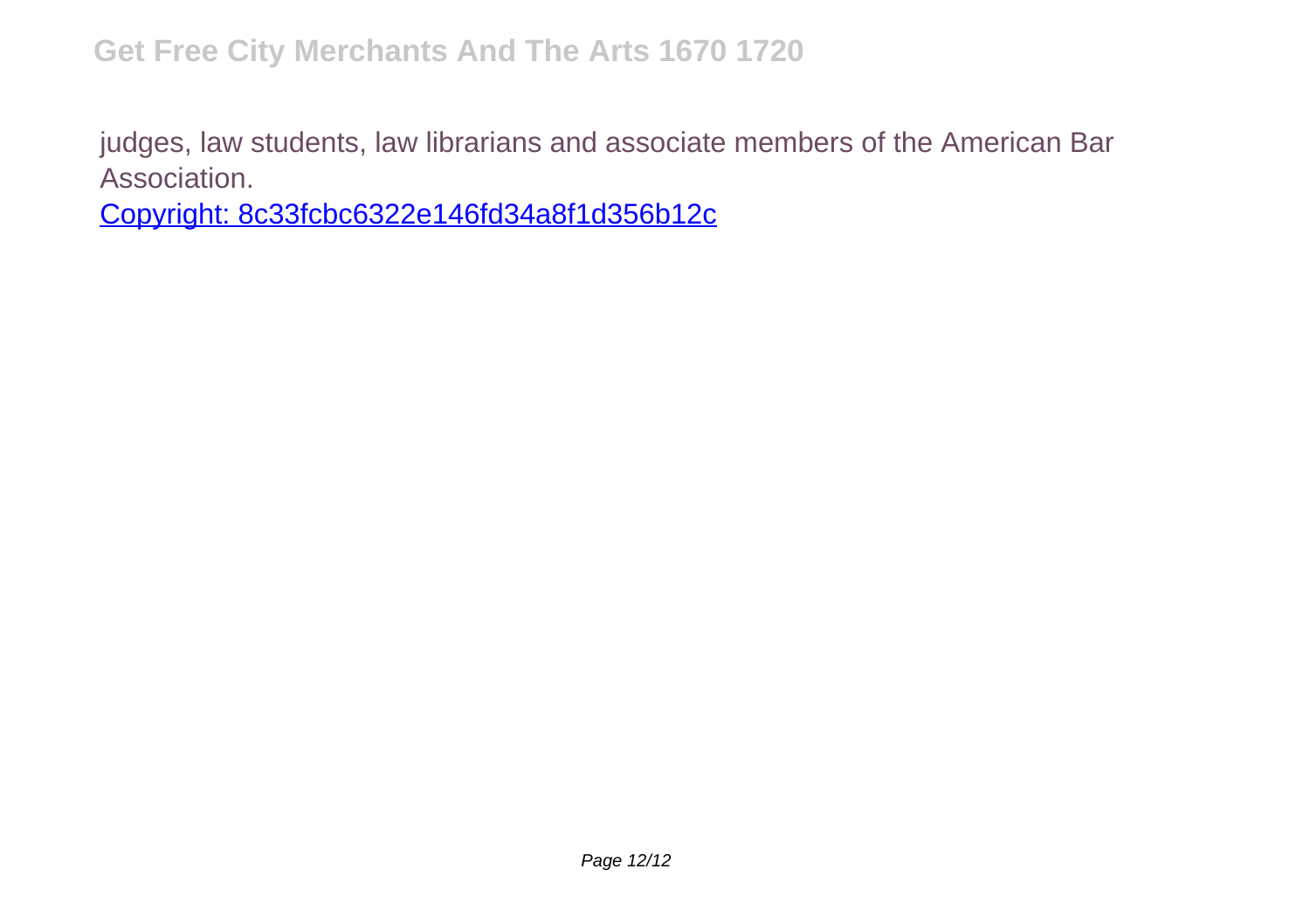judges, law students, law librarians and associate members of the American Bar Association.

Copyright: 8c33fcbc6322e146fd34a8f1d356b12c